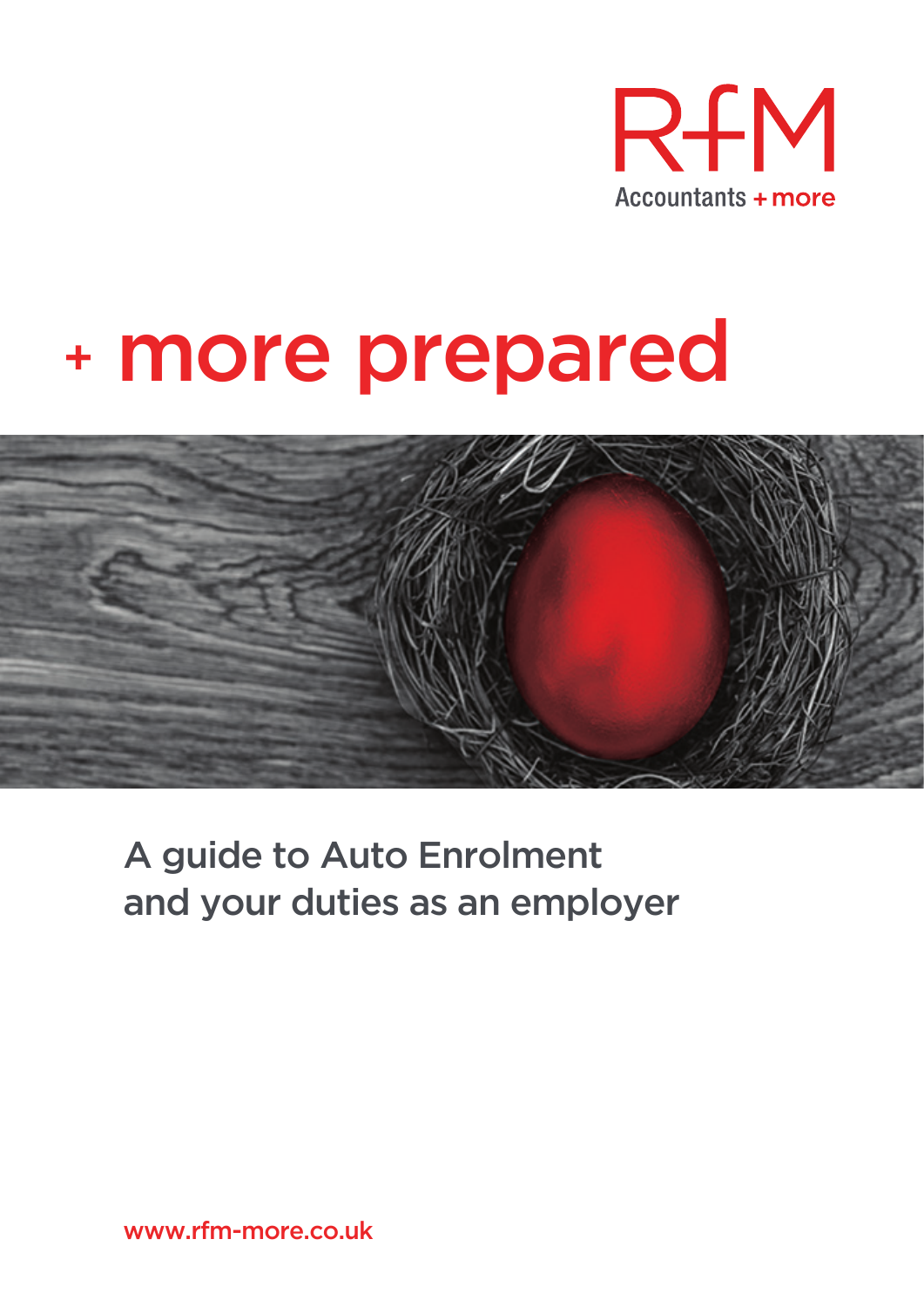RfM

Accountants + more

# + more prepared

## A guide to Auto Enrolment and your duties as an employer

www.rfm-more.co.uk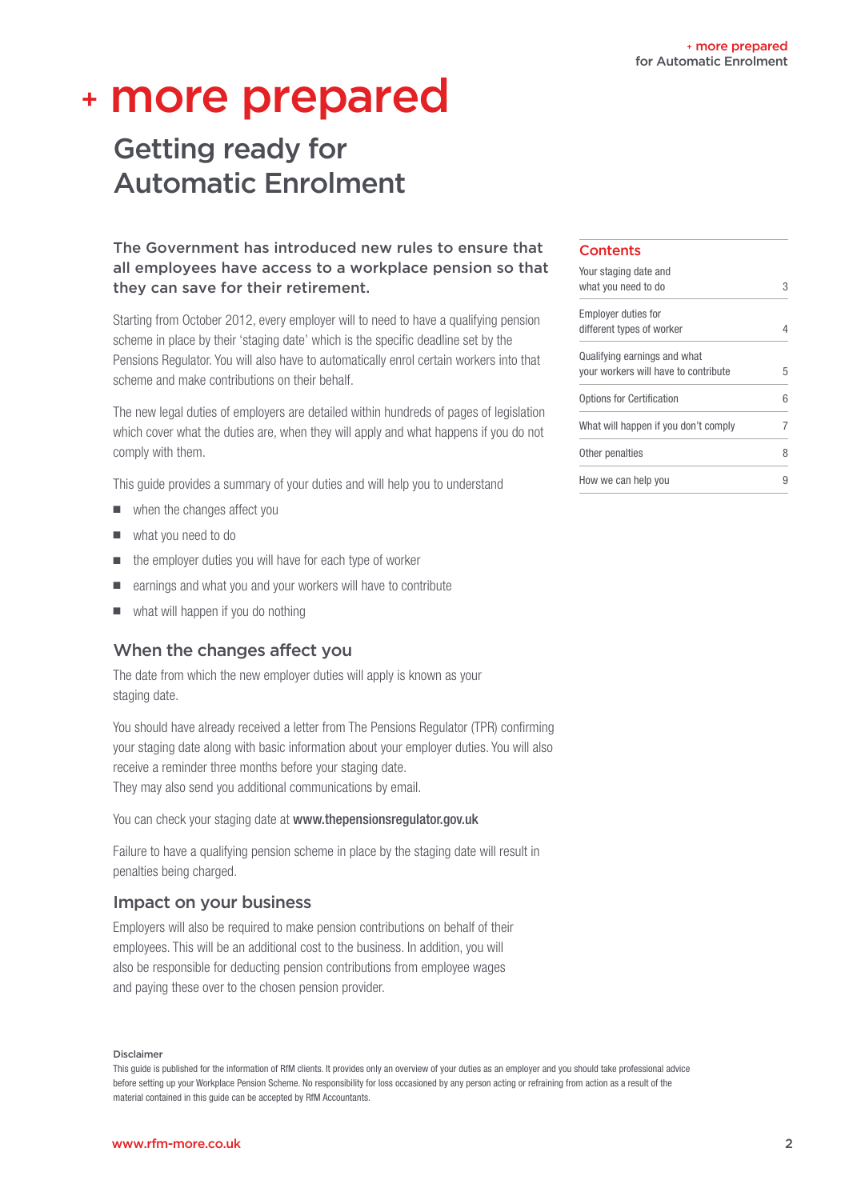# + more prepared

## Getting ready for Automatic Enrolment

**The Government has introduced new rules to ensure that all employees have access to a workplace pension so that they can save for their retirement.**

Starting from October 2012, every employer will to need to have a qualifying pension scheme in place by their 'staging date' which is the specific deadline set by the Pensions Regulator. You will also have to automatically enrol certain workers into that scheme and make contributions on their behalf.

The new legal duties of employers are detailed within hundreds of pages of legislation which cover what the duties are, when they will apply and what happens if you do not comply with them.

This guide provides a summary of your duties and will help you to understand

- when the changes affect you
- what you need to do
- the employer duties you will have for each type of worker
- earnings and what you and your workers will have to contribute
- what will happen if you do nothing

### Contents

| | |
|---|---|
| Your staging date and what you need to do | 3 |
| Employer duties for different types of worker | 4 |
| Qualifying earnings and what your workers will have to contribute | 5 |
| Options for Certification | 6 |
| What will happen if you don't comply | 7 |
| Other penalties | 8 |
| How we can help you | 9 |

### When the changes affect you

The date from which the new employer duties will apply is known as your staging date.

You should have already received a letter from The Pensions Regulator (TPR) confirming your staging date along with basic information about your employer duties. You will also receive a reminder three months before your staging date.
They may also send you additional communications by email.

You can check your staging date at **www.thepensionsregulator.gov.uk**

Failure to have a qualifying pension scheme in place by the staging date will result in penalties being charged.

### Impact on your business

Employers will also be required to make pension contributions on behalf of their employees. This will be an additional cost to the business. In addition, you will also be responsible for deducting pension contributions from employee wages and paying these over to the chosen pension provider.

**Disclaimer**

This guide is published for the information of RfM clients. It provides only an overview of your duties as an employer and you should take professional advice before setting up your Workplace Pension Scheme. No responsibility for loss occasioned by any person acting or refraining from action as a result of the material contained in this guide can be accepted by RfM Accountants.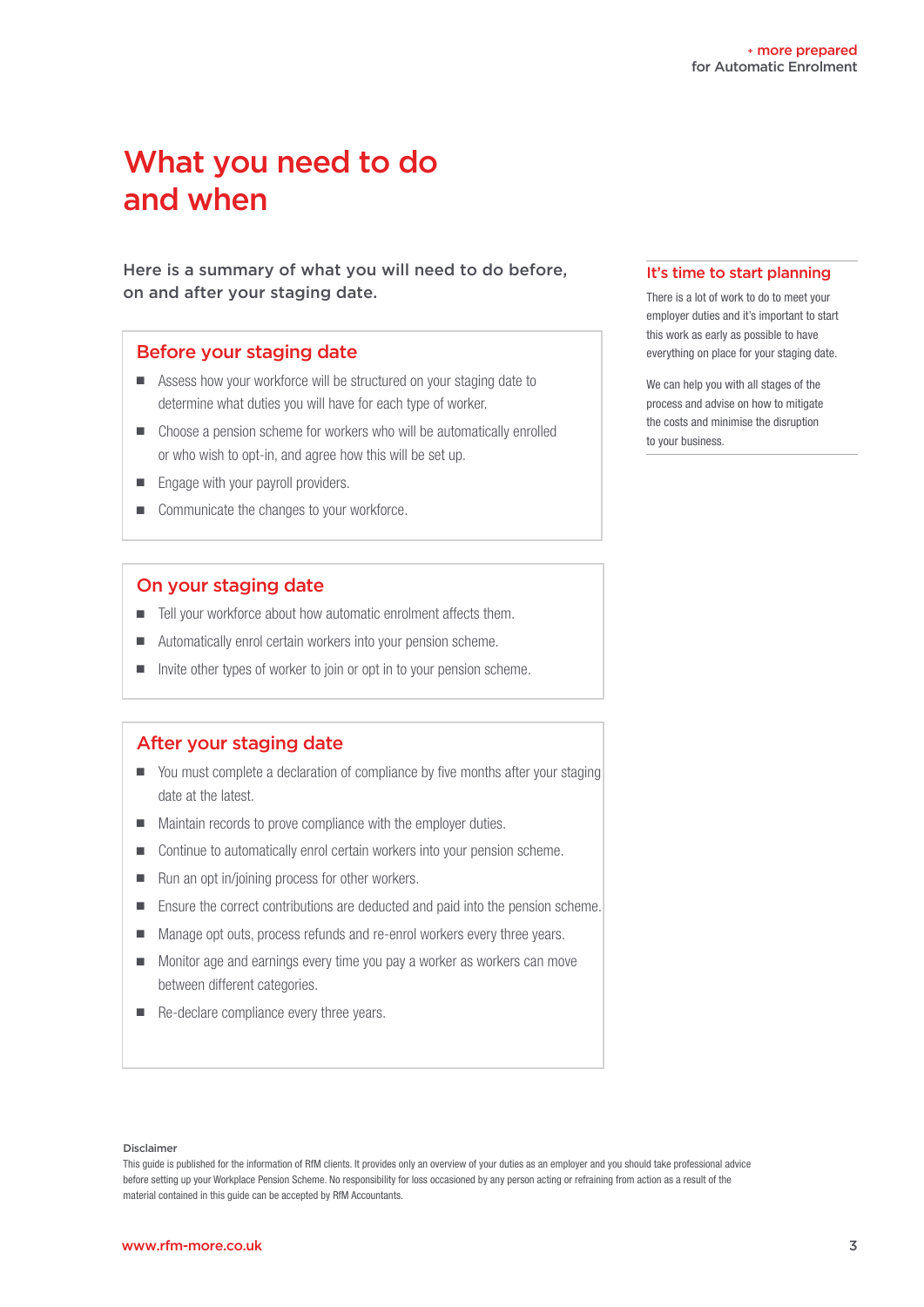# What you need to do and when

**Here is a summary of what you will need to do before, on and after your staging date.**

## Before your staging date

- Assess how your workforce will be structured on your staging date to determine what duties you will have for each type of worker.
- Choose a pension scheme for workers who will be automatically enrolled or who wish to opt-in, and agree how this will be set up.
- Engage with your payroll providers.
- Communicate the changes to your workforce.

## On your staging date

- Tell your workforce about how automatic enrolment affects them.
- Automatically enrol certain workers into your pension scheme.
- Invite other types of worker to join or opt in to your pension scheme.

## After your staging date

- You must complete a declaration of compliance by five months after your staging date at the latest.
- Maintain records to prove compliance with the employer duties.
- Continue to automatically enrol certain workers into your pension scheme.
- Run an opt in/joining process for other workers.
- Ensure the correct contributions are deducted and paid into the pension scheme.
- Manage opt outs, process refunds and re-enrol workers every three years.
- Monitor age and earnings every time you pay a worker as workers can move between different categories.
- Re-declare compliance every three years.

## It's time to start planning

There is a lot of work to do to meet your employer duties and it's important to start this work as early as possible to have everything on place for your staging date.

We can help you with all stages of the process and advise on how to mitigate the costs and minimise the disruption to your business.

**Disclaimer**

This guide is published for the information of RfM clients. It provides only an overview of your duties as an employer and you should take professional advice before setting up your Workplace Pension Scheme. No responsibility for loss occasioned by any person acting or refraining from action as a result of the material contained in this guide can be accepted by RfM Accountants.

www.rfm-more.co.uk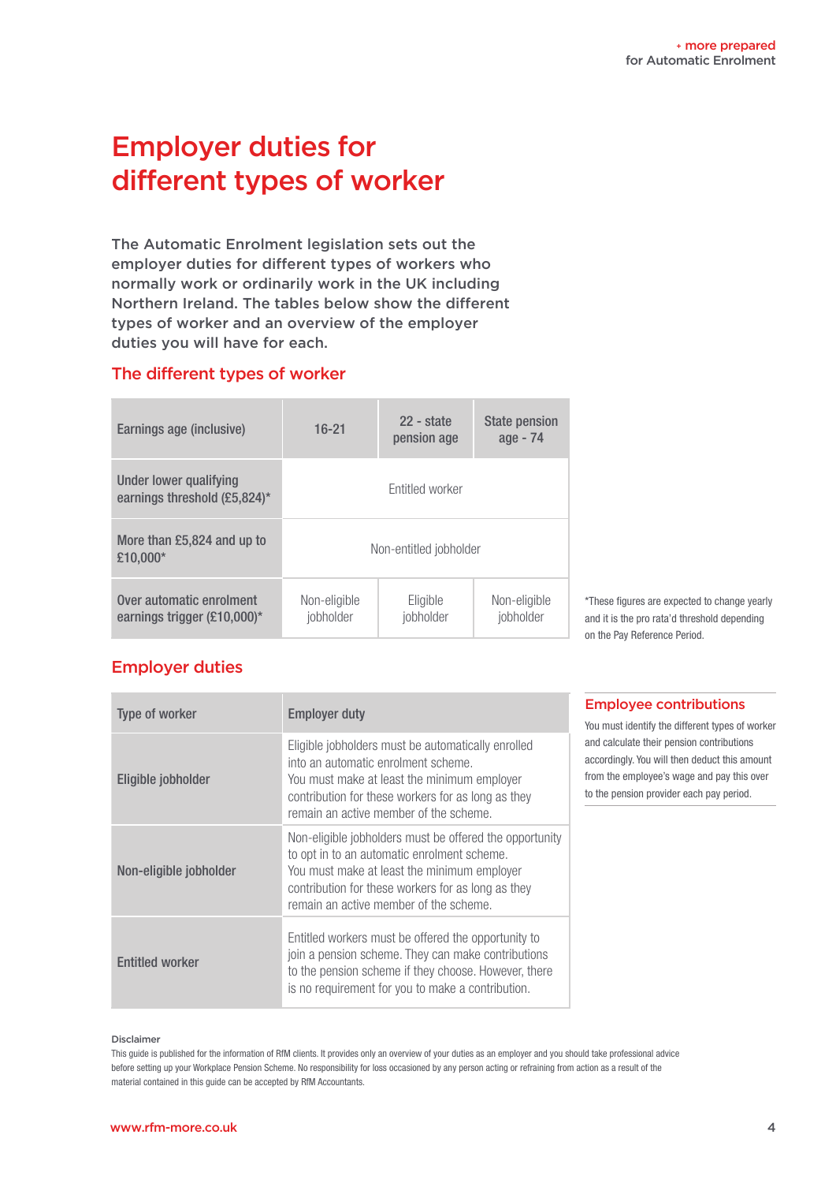# Employer duties for different types of worker

**The Automatic Enrolment legislation sets out the employer duties for different types of workers who normally work or ordinarily work in the UK including Northern Ireland. The tables below show the different types of worker and an overview of the employer duties you will have for each.**

## The different types of worker

| Earnings age (inclusive) | 16-21 | 22 - state pension age | State pension age - 74 |
|---|---|---|---|
| Under lower qualifying earnings threshold (£5,824)* | Entitled worker | | |
| More than £5,824 and up to £10,000* | Non-entitled jobholder | | |
| Over automatic enrolment earnings trigger (£10,000)* | Non-eligible jobholder | Eligible jobholder | Non-eligible jobholder |

*These figures are expected to change yearly and it is the pro rata'd threshold depending on the Pay Reference Period.

## Employer duties

| Type of worker | Employer duty |
|---|---|
| Eligible jobholder | Eligible jobholders must be automatically enrolled into an automatic enrolment scheme. You must make at least the minimum employer contribution for these workers for as long as they remain an active member of the scheme. |
| Non-eligible jobholder | Non-eligible jobholders must be offered the opportunity to opt in to an automatic enrolment scheme. You must make at least the minimum employer contribution for these workers for as long as they remain an active member of the scheme. |
| Entitled worker | Entitled workers must be offered the opportunity to join a pension scheme. They can make contributions to the pension scheme if they choose. However, there is no requirement for you to make a contribution. |

### Employee contributions

You must identify the different types of worker and calculate their pension contributions accordingly. You will then deduct this amount from the employee's wage and pay this over to the pension provider each pay period.

**Disclaimer**

This guide is published for the information of RfM clients. It provides only an overview of your duties as an employer and you should take professional advice before setting up your Workplace Pension Scheme. No responsibility for loss occasioned by any person acting or refraining from action as a result of the material contained in this guide can be accepted by RfM Accountants.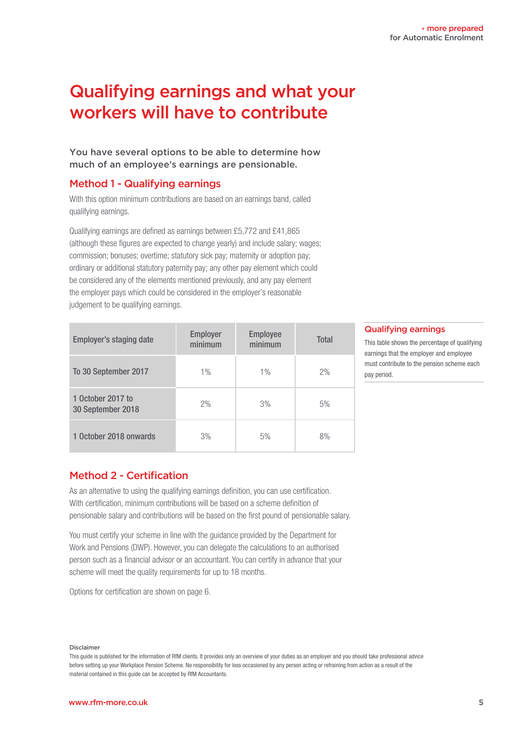# Qualifying earnings and what your workers will have to contribute

**You have several options to be able to determine how much of an employee's earnings are pensionable.**

## Method 1 - Qualifying earnings

With this option minimum contributions are based on an earnings band, called qualifying earnings.

Qualifying earnings are defined as earnings between £5,772 and £41,865 (although these figures are expected to change yearly) and include salary; wages; commission; bonuses; overtime; statutory sick pay; maternity or adoption pay; ordinary or additional statutory paternity pay; any other pay element which could be considered any of the elements mentioned previously, and any pay element the employer pays which could be considered in the employer's reasonable judgement to be qualifying earnings.

| Employer's staging date | Employer minimum | Employee minimum | Total |
|---|---|---|---|
| To 30 September 2017 | 1% | 1% | 2% |
| 1 October 2017 to 30 September 2018 | 2% | 3% | 5% |
| 1 October 2018 onwards | 3% | 5% | 8% |

### Qualifying earnings

This table shows the percentage of qualifying earnings that the employer and employee must contribute to the pension scheme each pay period.

## Method 2 - Certification

As an alternative to using the qualifying earnings definition, you can use certification. With certification, minimum contributions will be based on a scheme definition of pensionable salary and contributions will be based on the first pound of pensionable salary.

You must certify your scheme in line with the guidance provided by the Department for Work and Pensions (DWP). However, you can delegate the calculations to an authorised person such as a financial advisor or an accountant. You can certify in advance that your scheme will meet the quality requirements for up to 18 months.

Options for certification are shown on page 6.

**Disclaimer**

This guide is published for the information of RfM clients. It provides only an overview of your duties as an employer and you should take professional advice before setting up your Workplace Pension Scheme. No responsibility for loss occasioned by any person acting or refraining from action as a result of the material contained in this guide can be accepted by RfM Accountants.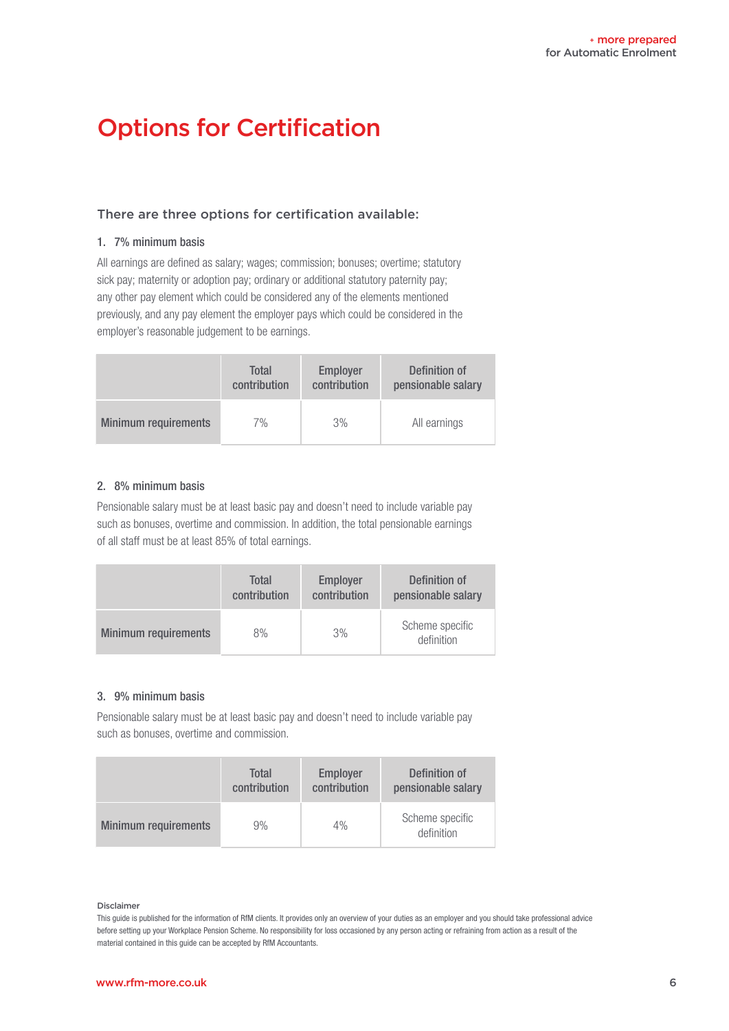# Options for Certification

### There are three options for certification available:

**1. 7% minimum basis**

All earnings are defined as salary; wages; commission; bonuses; overtime; statutory sick pay; maternity or adoption pay; ordinary or additional statutory paternity pay; any other pay element which could be considered any of the elements mentioned previously, and any pay element the employer pays which could be considered in the employer's reasonable judgement to be earnings.

| | Total contribution | Employer contribution | Definition of pensionable salary |
|---|---|---|---|
| Minimum requirements | 7% | 3% | All earnings |

**2. 8% minimum basis**

Pensionable salary must be at least basic pay and doesn't need to include variable pay such as bonuses, overtime and commission. In addition, the total pensionable earnings of all staff must be at least 85% of total earnings.

| | Total contribution | Employer contribution | Definition of pensionable salary |
|---|---|---|---|
| Minimum requirements | 8% | 3% | Scheme specific definition |

**3. 9% minimum basis**

Pensionable salary must be at least basic pay and doesn't need to include variable pay such as bonuses, overtime and commission.

| | Total contribution | Employer contribution | Definition of pensionable salary |
|---|---|---|---|
| Minimum requirements | 9% | 4% | Scheme specific definition |

**Disclaimer**

This guide is published for the information of RfM clients. It provides only an overview of your duties as an employer and you should take professional advice before setting up your Workplace Pension Scheme. No responsibility for loss occasioned by any person acting or refraining from action as a result of the material contained in this guide can be accepted by RfM Accountants.

www.rfm-more.co.uk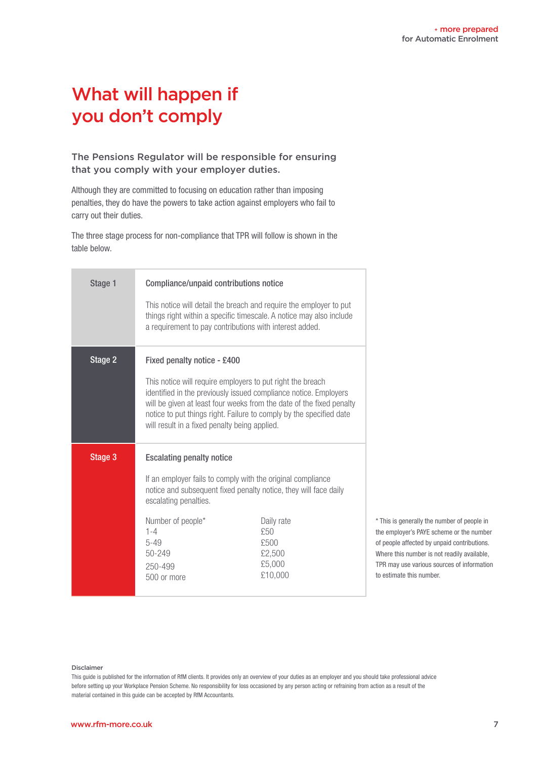# What will happen if you don't comply

### The Pensions Regulator will be responsible for ensuring that you comply with your employer duties.

Although they are committed to focusing on education rather than imposing penalties, they do have the powers to take action against employers who fail to carry out their duties.

The three stage process for non-compliance that TPR will follow is shown in the table below.

| Stage | Details |
|---|---|
| Stage 1 | **Compliance/unpaid contributions notice**<br><br>This notice will detail the breach and require the employer to put things right within a specific timescale. A notice may also include a requirement to pay contributions with interest added. |
| Stage 2 | **Fixed penalty notice - £400**<br><br>This notice will require employers to put right the breach identified in the previously issued compliance notice. Employers will be given at least four weeks from the date of the fixed penalty notice to put things right. Failure to comply by the specified date will result in a fixed penalty being applied. |
| Stage 3 | **Escalating penalty notice**<br><br>If an employer fails to comply with the original compliance notice and subsequent fixed penalty notice, they will face daily escalating penalties. |

| Number of people* | Daily rate |
|---|---|
| 1-4 | £50 |
| 5-49 | £500 |
| 50-249 | £2,500 |
| 250-499 | £5,000 |
| 500 or more | £10,000 |

* This is generally the number of people in the employer's PAYE scheme or the number of people affected by unpaid contributions. Where this number is not readily available, TPR may use various sources of information to estimate this number.

**Disclaimer**

This guide is published for the information of RfM clients. It provides only an overview of your duties as an employer and you should take professional advice before setting up your Workplace Pension Scheme. No responsibility for loss occasioned by any person acting or refraining from action as a result of the material contained in this guide can be accepted by RfM Accountants.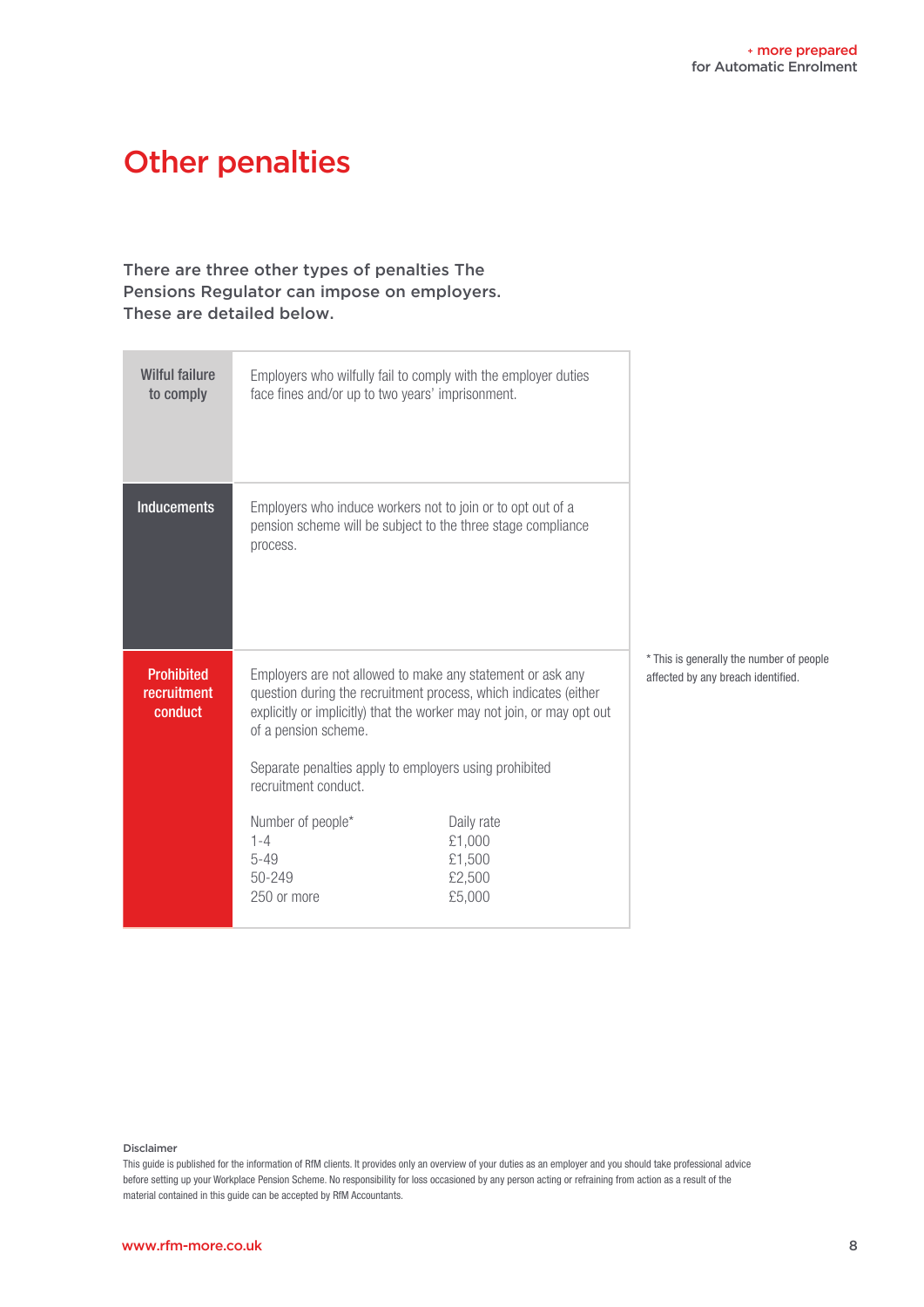# Other penalties

**There are three other types of penalties The Pensions Regulator can impose on employers. These are detailed below.**

### Wilful failure to comply

Employers who wilfully fail to comply with the employer duties face fines and/or up to two years' imprisonment.

### Inducements

Employers who induce workers not to join or to opt out of a pension scheme will be subject to the three stage compliance process.

### Prohibited recruitment conduct

Employers are not allowed to make any statement or ask any question during the recruitment process, which indicates (either explicitly or implicitly) that the worker may not join, or may opt out of a pension scheme.

Separate penalties apply to employers using prohibited recruitment conduct.

| Number of people* | Daily rate |
|---|---|
| 1-4 | £1,000 |
| 5-49 | £1,500 |
| 50-249 | £2,500 |
| 250 or more | £5,000 |

* This is generally the number of people affected by any breach identified.

**Disclaimer**

This guide is published for the information of RfM clients. It provides only an overview of your duties as an employer and you should take professional advice before setting up your Workplace Pension Scheme. No responsibility for loss occasioned by any person acting or refraining from action as a result of the material contained in this guide can be accepted by RfM Accountants.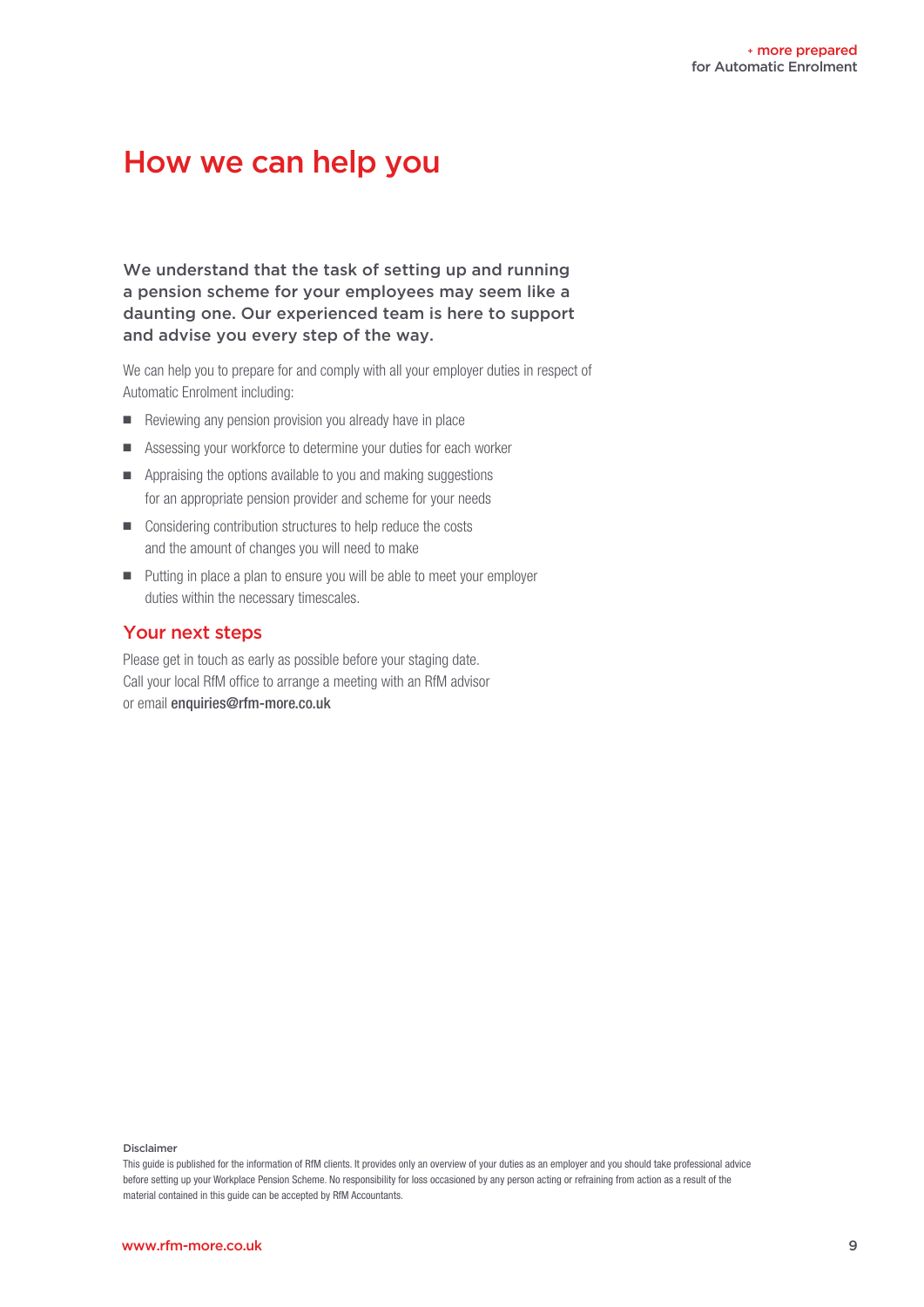# How we can help you

**We understand that the task of setting up and running a pension scheme for your employees may seem like a daunting one. Our experienced team is here to support and advise you every step of the way.**

We can help you to prepare for and comply with all your employer duties in respect of Automatic Enrolment including:

- Reviewing any pension provision you already have in place
- Assessing your workforce to determine your duties for each worker
- Appraising the options available to you and making suggestions for an appropriate pension provider and scheme for your needs
- Considering contribution structures to help reduce the costs and the amount of changes you will need to make
- Putting in place a plan to ensure you will be able to meet your employer duties within the necessary timescales.

## Your next steps

Please get in touch as early as possible before your staging date. Call your local RfM office to arrange a meeting with an RfM advisor or email **enquiries@rfm-more.co.uk**

**Disclaimer**

This guide is published for the information of RfM clients. It provides only an overview of your duties as an employer and you should take professional advice before setting up your Workplace Pension Scheme. No responsibility for loss occasioned by any person acting or refraining from action as a result of the material contained in this guide can be accepted by RfM Accountants.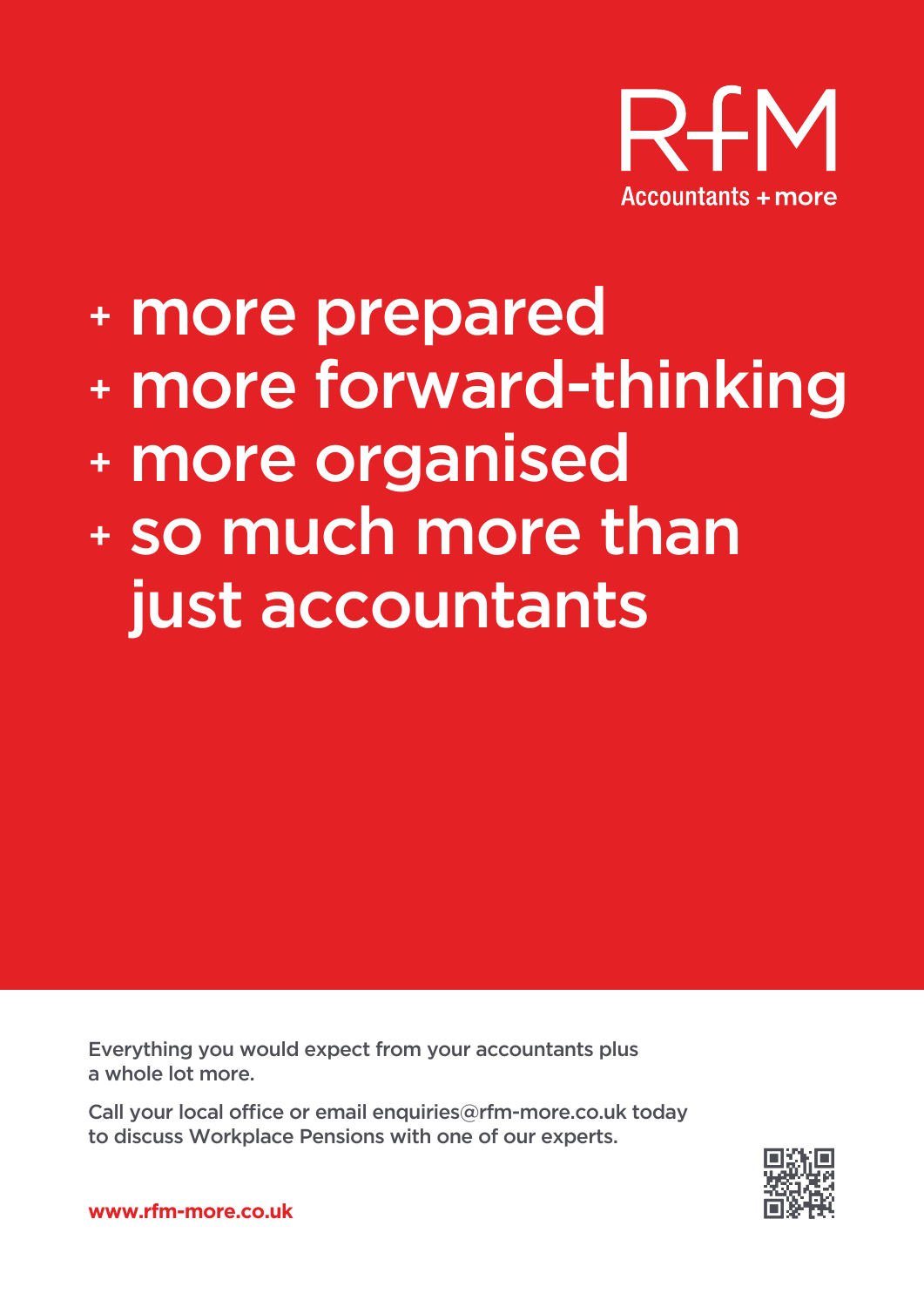RfM

Accountants + more

+ more prepared
+ more forward-thinking
+ more organised
+ so much more than just accountants

Everything you would expect from your accountants plus a whole lot more.

Call your local office or email enquiries@rfm-more.co.uk today to discuss Workplace Pensions with one of our experts.

**www.rfm-more.co.uk**